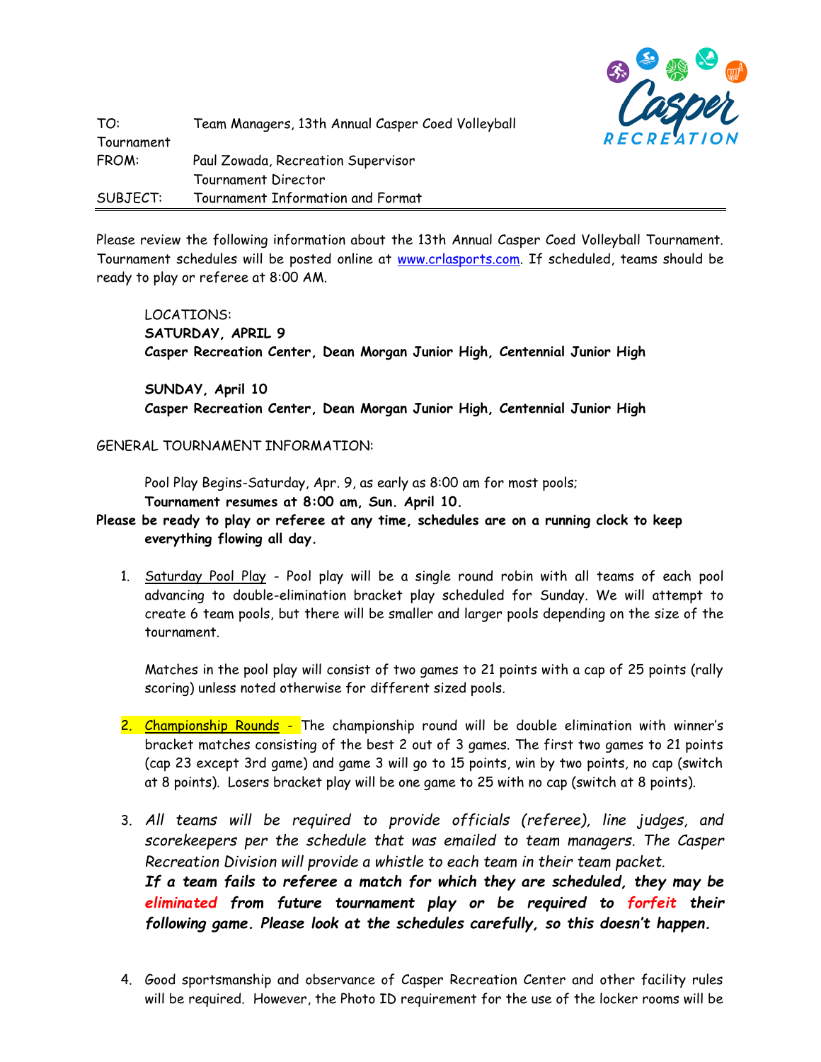TO: Team Managers, 13th Annual Casper Coed Volleyball Tournament
FROM: Paul Zowada, Recreation Supervisor
Tournament Director
SUBJECT: Tournament Information and Format

---

Please review the following information about the 13th Annual Casper Coed Volleyball Tournament. Tournament schedules will be posted online at www.crlasports.com. If scheduled, teams should be ready to play or referee at 8:00 AM.

LOCATIONS:
**SATURDAY, APRIL 9**
**Casper Recreation Center, Dean Morgan Junior High, Centennial Junior High**

**SUNDAY, April 10**
**Casper Recreation Center, Dean Morgan Junior High, Centennial Junior High**

GENERAL TOURNAMENT INFORMATION:

Pool Play Begins-Saturday, Apr. 9, as early as 8:00 am for most pools;
**Tournament resumes at 8:00 am, Sun. April 10.**
**Please be ready to play or referee at any time, schedules are on a running clock to keep everything flowing all day.**

1. Saturday Pool Play - Pool play will be a single round robin with all teams of each pool advancing to double-elimination bracket play scheduled for Sunday. We will attempt to create 6 team pools, but there will be smaller and larger pools depending on the size of the tournament.

   Matches in the pool play will consist of two games to 21 points with a cap of 25 points (rally scoring) unless noted otherwise for different sized pools.

2. Championship Rounds - The championship round will be double elimination with winner's bracket matches consisting of the best 2 out of 3 games. The first two games to 21 points (cap 23 except 3rd game) and game 3 will go to 15 points, win by two points, no cap (switch at 8 points). Losers bracket play will be one game to 25 with no cap (switch at 8 points).

3. *All teams will be required to provide officials (referee), line judges, and scorekeepers per the schedule that was emailed to team managers. The Casper Recreation Division will provide a whistle to each team in their team packet.*
   ***If a team fails to referee a match for which they are scheduled, they may be eliminated from future tournament play or be required to forfeit their following game. Please look at the schedules carefully, so this doesn't happen.***

4. Good sportsmanship and observance of Casper Recreation Center and other facility rules will be required. However, the Photo ID requirement for the use of the locker rooms will be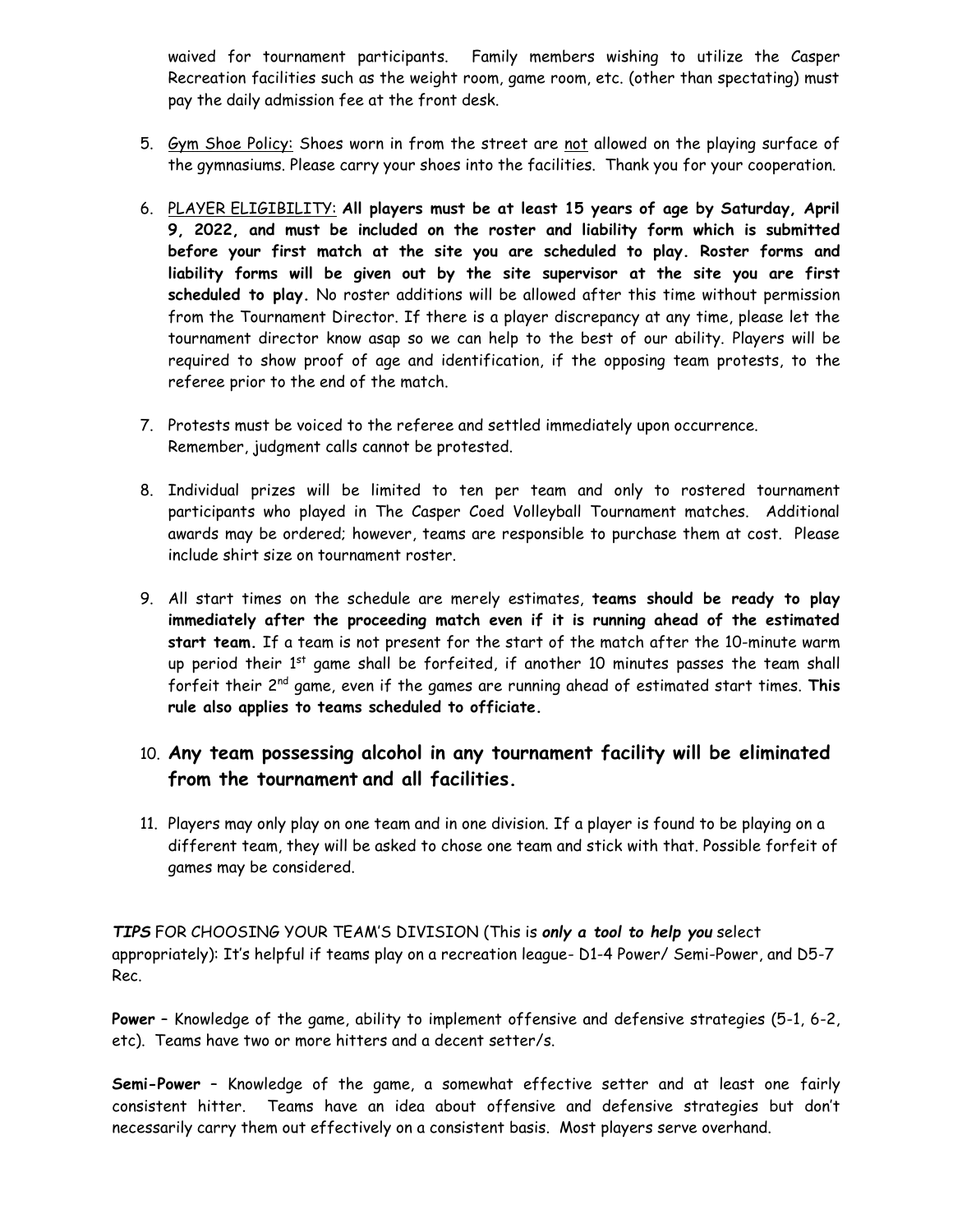waived for tournament participants. Family members wishing to utilize the Casper Recreation facilities such as the weight room, game room, etc. (other than spectating) must pay the daily admission fee at the front desk.

5. Gym Shoe Policy: Shoes worn in from the street are not allowed on the playing surface of the gymnasiums. Please carry your shoes into the facilities. Thank you for your cooperation.

6. PLAYER ELIGIBILITY: **All players must be at least 15 years of age by Saturday, April 9, 2022, and must be included on the roster and liability form which is submitted before your first match at the site you are scheduled to play. Roster forms and liability forms will be given out by the site supervisor at the site you are first scheduled to play.** No roster additions will be allowed after this time without permission from the Tournament Director. If there is a player discrepancy at any time, please let the tournament director know asap so we can help to the best of our ability. Players will be required to show proof of age and identification, if the opposing team protests, to the referee prior to the end of the match.

7. Protests must be voiced to the referee and settled immediately upon occurrence. Remember, judgment calls cannot be protested.

8. Individual prizes will be limited to ten per team and only to rostered tournament participants who played in The Casper Coed Volleyball Tournament matches. Additional awards may be ordered; however, teams are responsible to purchase them at cost. Please include shirt size on tournament roster.

9. All start times on the schedule are merely estimates, **teams should be ready to play immediately after the proceeding match even if it is running ahead of the estimated start team.** If a team is not present for the start of the match after the 10-minute warm up period their 1st game shall be forfeited, if another 10 minutes passes the team shall forfeit their 2nd game, even if the games are running ahead of estimated start times. **This rule also applies to teams scheduled to officiate.**

10. **Any team possessing alcohol in any tournament facility will be eliminated from the tournament and all facilities.**

11. Players may only play on one team and in one division. If a player is found to be playing on a different team, they will be asked to chose one team and stick with that. Possible forfeit of games may be considered.

***TIPS*** FOR CHOOSING YOUR TEAM'S DIVISION (This is ***only a tool to help you*** select appropriately): It's helpful if teams play on a recreation league- D1-4 Power/ Semi-Power, and D5-7 Rec.

**Power** – Knowledge of the game, ability to implement offensive and defensive strategies (5-1, 6-2, etc). Teams have two or more hitters and a decent setter/s.

**Semi-Power** – Knowledge of the game, a somewhat effective setter and at least one fairly consistent hitter. Teams have an idea about offensive and defensive strategies but don't necessarily carry them out effectively on a consistent basis. Most players serve overhand.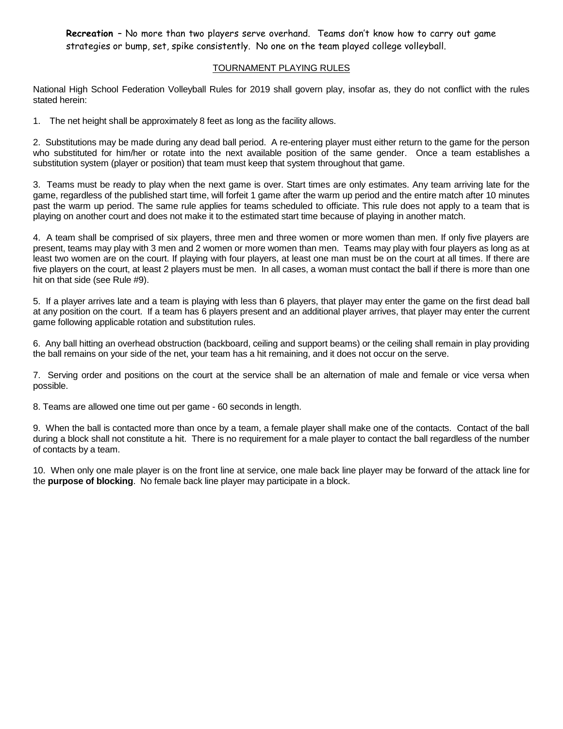**Recreation** – No more than two players serve overhand. Teams don't know how to carry out game strategies or bump, set, spike consistently. No one on the team played college volleyball.

## TOURNAMENT PLAYING RULES

National High School Federation Volleyball Rules for 2019 shall govern play, insofar as, they do not conflict with the rules stated herein:

1. The net height shall be approximately 8 feet as long as the facility allows.

2. Substitutions may be made during any dead ball period. A re-entering player must either return to the game for the person who substituted for him/her or rotate into the next available position of the same gender. Once a team establishes a substitution system (player or position) that team must keep that system throughout that game.

3. Teams must be ready to play when the next game is over. Start times are only estimates. Any team arriving late for the game, regardless of the published start time, will forfeit 1 game after the warm up period and the entire match after 10 minutes past the warm up period. The same rule applies for teams scheduled to officiate. This rule does not apply to a team that is playing on another court and does not make it to the estimated start time because of playing in another match.

4. A team shall be comprised of six players, three men and three women or more women than men. If only five players are present, teams may play with 3 men and 2 women or more women than men. Teams may play with four players as long as at least two women are on the court. If playing with four players, at least one man must be on the court at all times. If there are five players on the court, at least 2 players must be men. In all cases, a woman must contact the ball if there is more than one hit on that side (see Rule #9).

5. If a player arrives late and a team is playing with less than 6 players, that player may enter the game on the first dead ball at any position on the court. If a team has 6 players present and an additional player arrives, that player may enter the current game following applicable rotation and substitution rules.

6. Any ball hitting an overhead obstruction (backboard, ceiling and support beams) or the ceiling shall remain in play providing the ball remains on your side of the net, your team has a hit remaining, and it does not occur on the serve.

7. Serving order and positions on the court at the service shall be an alternation of male and female or vice versa when possible.

8. Teams are allowed one time out per game - 60 seconds in length.

9. When the ball is contacted more than once by a team, a female player shall make one of the contacts. Contact of the ball during a block shall not constitute a hit. There is no requirement for a male player to contact the ball regardless of the number of contacts by a team.

10. When only one male player is on the front line at service, one male back line player may be forward of the attack line for the **purpose of blocking**. No female back line player may participate in a block.